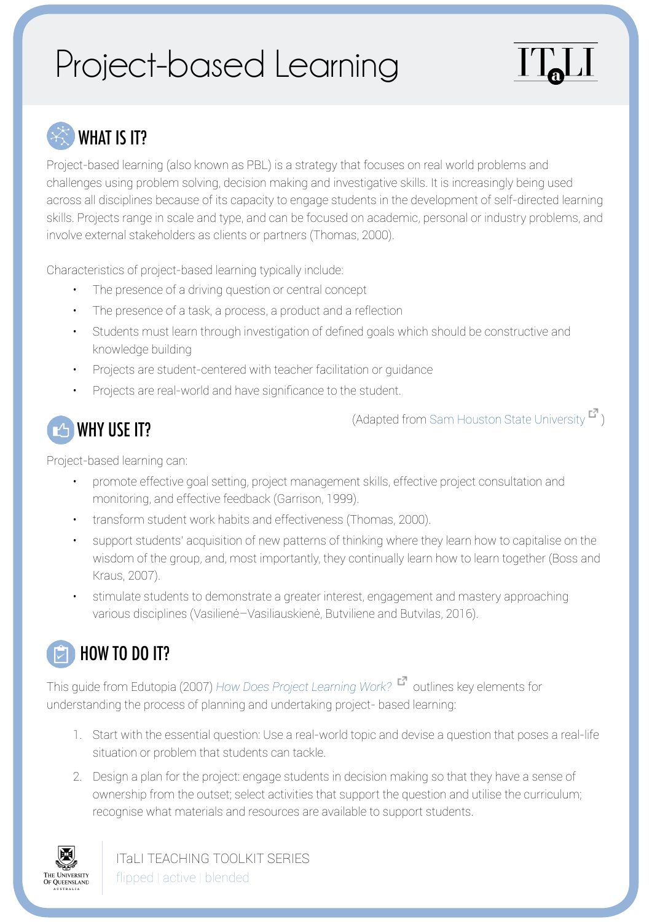# Project-based Learning

## WHAT IS IT?

Project-based learning (also known as PBL) is a strategy that focuses on real world problems and challenges using problem solving, decision making and investigative skills. It is increasingly being used across all disciplines because of its capacity to engage students in the development of self-directed learning skills. Projects range in scale and type, and can be focused on academic, personal or industry problems, and involve external stakeholders as clients or partners (Thomas, 2000).

Characteristics of project-based learning typically include:

- The presence of a driving question or central concept
- The presence of a task, a process, a product and a reflection
- Students must learn through investigation of defined goals which should be constructive and knowledge building
- Projects are student-centered with teacher facilitation or guidance
- Projects are real-world and have significance to the student.

(Adapted from Sam Houston State University)

## WHY USE IT?

Project-based learning can:

- promote effective goal setting, project management skills, effective project consultation and monitoring, and effective feedback (Garrison, 1999).
- transform student work habits and effectiveness (Thomas, 2000).
- support students' acquisition of new patterns of thinking where they learn how to capitalise on the wisdom of the group, and, most importantly, they continually learn how to learn together (Boss and Kraus, 2007).
- stimulate students to demonstrate a greater interest, engagement and mastery approaching various disciplines (Vasilienė–Vasiliauskienė, Butvilienė and Butvilas, 2016).

## HOW TO DO IT?

This guide from Edutopia (2007) *How Does Project Learning Work?* outlines key elements for understanding the process of planning and undertaking project- based learning:

1. Start with the essential question: Use a real-world topic and devise a question that poses a real-life situation or problem that students can tackle.
2. Design a plan for the project: engage students in decision making so that they have a sense of ownership from the outset; select activities that support the question and utilise the curriculum; recognise what materials and resources are available to support students.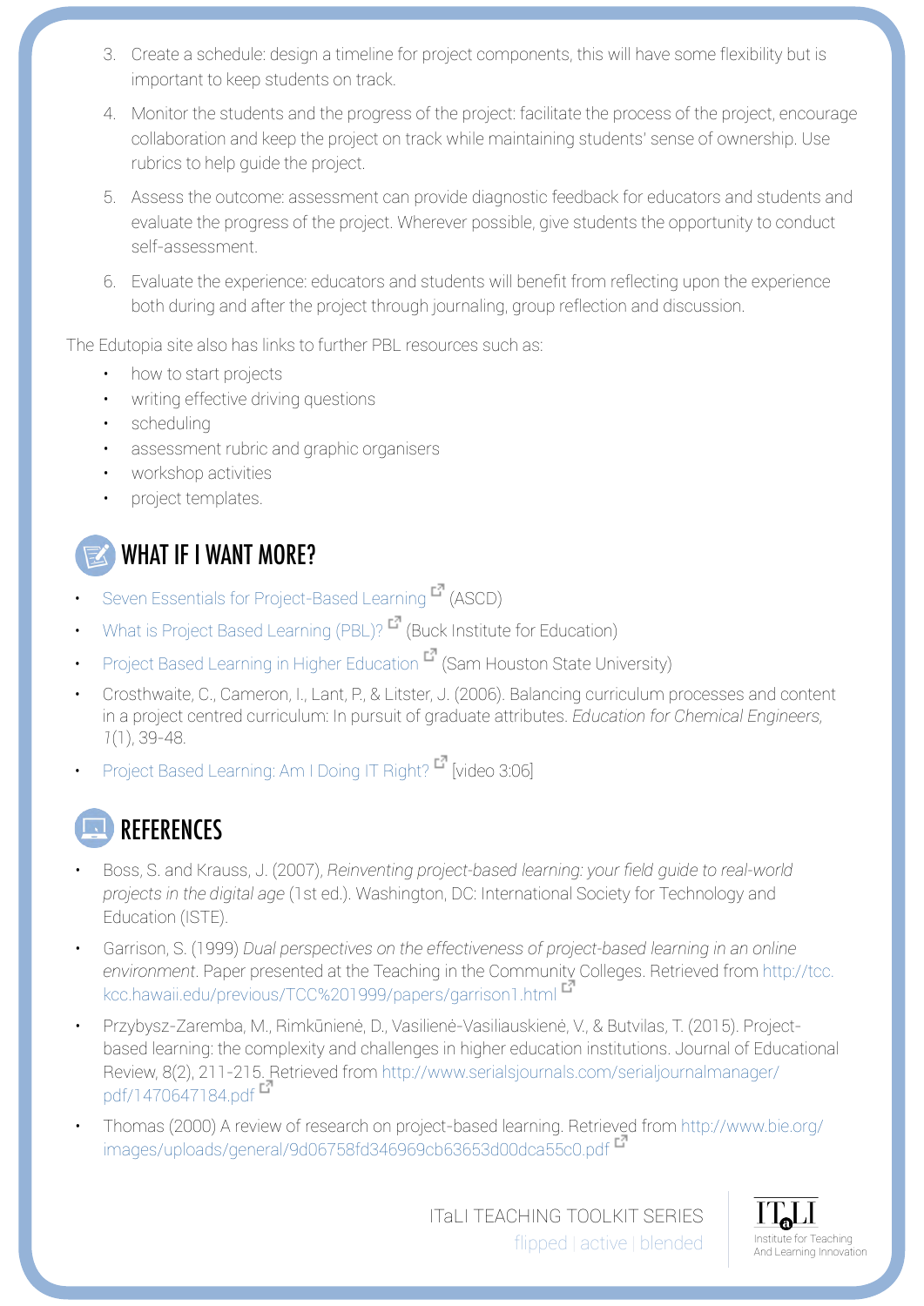3. Create a schedule: design a timeline for project components, this will have some flexibility but is important to keep students on track.

4. Monitor the students and the progress of the project: facilitate the process of the project, encourage collaboration and keep the project on track while maintaining students' sense of ownership. Use rubrics to help guide the project.

5. Assess the outcome: assessment can provide diagnostic feedback for educators and students and evaluate the progress of the project. Wherever possible, give students the opportunity to conduct self-assessment.

6. Evaluate the experience: educators and students will benefit from reflecting upon the experience both during and after the project through journaling, group reflection and discussion.

The Edutopia site also has links to further PBL resources such as:

- how to start projects
- writing effective driving questions
- scheduling
- assessment rubric and graphic organisers
- workshop activities
- project templates.

## WHAT IF I WANT MORE?

- Seven Essentials for Project-Based Learning (ASCD)
- What is Project Based Learning (PBL)? (Buck Institute for Education)
- Project Based Learning in Higher Education (Sam Houston State University)
- Crosthwaite, C., Cameron, I., Lant, P., & Litster, J. (2006). Balancing curriculum processes and content in a project centred curriculum: In pursuit of graduate attributes. *Education for Chemical Engineers, 1*(1), 39-48.
- Project Based Learning: Am I Doing IT Right? [video 3:06]

## REFERENCES

- Boss, S. and Krauss, J. (2007), *Reinventing project-based learning: your field guide to real-world projects in the digital age* (1st ed.). Washington, DC: International Society for Technology and Education (ISTE).
- Garrison, S. (1999) *Dual perspectives on the effectiveness of project-based learning in an online environment*. Paper presented at the Teaching in the Community Colleges. Retrieved from http://tcc.kcc.hawaii.edu/previous/TCC%201999/papers/garrison1.html
- Przybysz-Zaremba, M., Rimkūnienė, D., Vasilienė-Vasiliauskienė, V., & Butvilas, T. (2015). Project-based learning: the complexity and challenges in higher education institutions. Journal of Educational Review, 8(2), 211-215. Retrieved from http://www.serialsjournals.com/serialjournalmanager/pdf/1470647184.pdf
- Thomas (2000) A review of research on project-based learning. Retrieved from http://www.bie.org/images/uploads/general/9d06758fd346969cb63653d00dca55c0.pdf

ITaLI TEACHING TOOLKIT SERIES
flipped | active | blended

ITaLI
Institute for Teaching And Learning Innovation